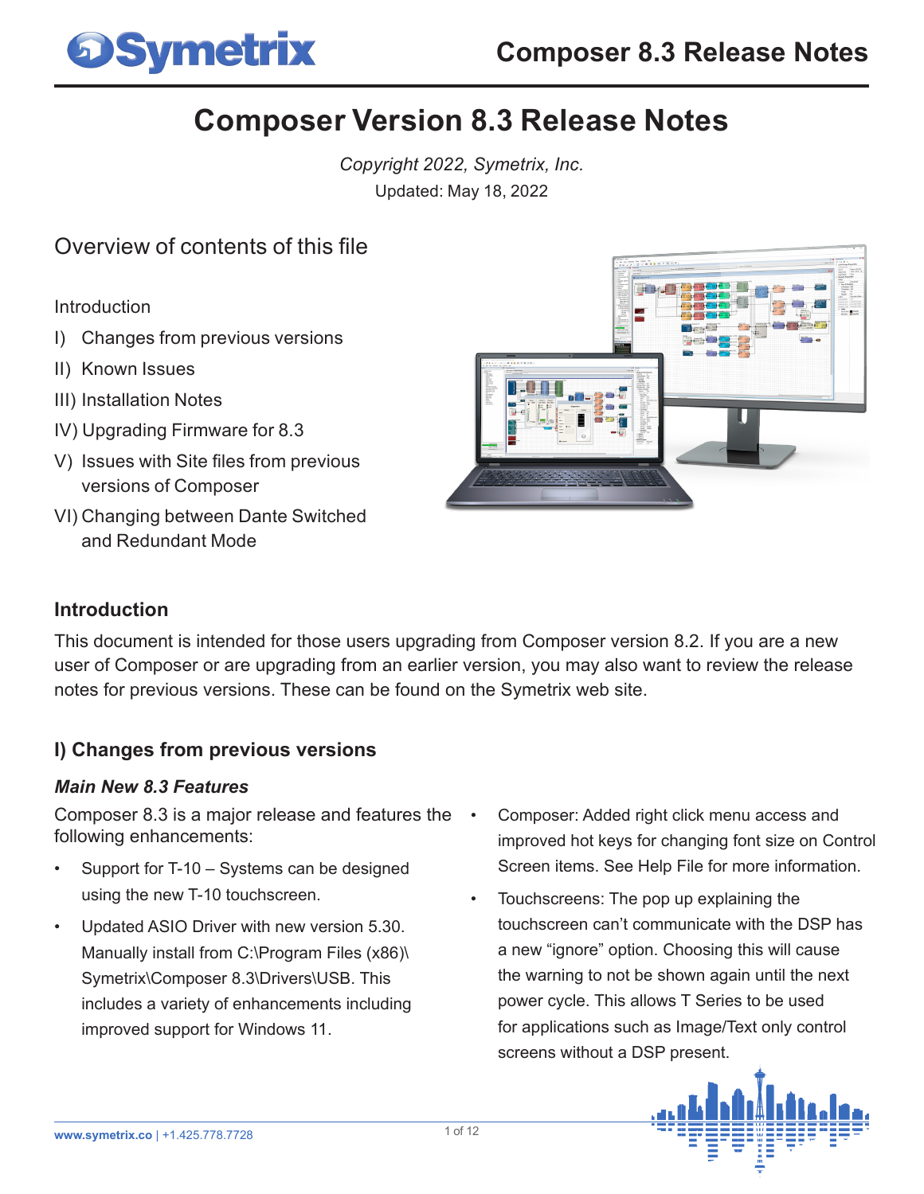# Composer Version 8.3 Release Notes

*Copyright 2022, Symetrix, Inc.*

Updated: May 18, 2022

## Overview of contents of this file

Introduction

I) Changes from previous versions

II) Known Issues

III) Installation Notes

IV) Upgrading Firmware for 8.3

V) Issues with Site files from previous versions of Composer

VI) Changing between Dante Switched and Redundant Mode

### Introduction

This document is intended for those users upgrading from Composer version 8.2. If you are a new user of Composer or are upgrading from an earlier version, you may also want to review the release notes for previous versions. These can be found on the Symetrix web site.

### I) Changes from previous versions

#### *Main New 8.3 Features*

Composer 8.3 is a major release and features the following enhancements:

- Support for T-10 – Systems can be designed using the new T-10 touchscreen.
- Updated ASIO Driver with new version 5.30. Manually install from C:\Program Files (x86)\Symetrix\Composer 8.3\Drivers\USB. This includes a variety of enhancements including improved support for Windows 11.
- Composer: Added right click menu access and improved hot keys for changing font size on Control Screen items. See Help File for more information.
- Touchscreens: The pop up explaining the touchscreen can't communicate with the DSP has a new "ignore" option. Choosing this will cause the warning to not be shown again until the next power cycle. This allows T Series to be used for applications such as Image/Text only control screens without a DSP present.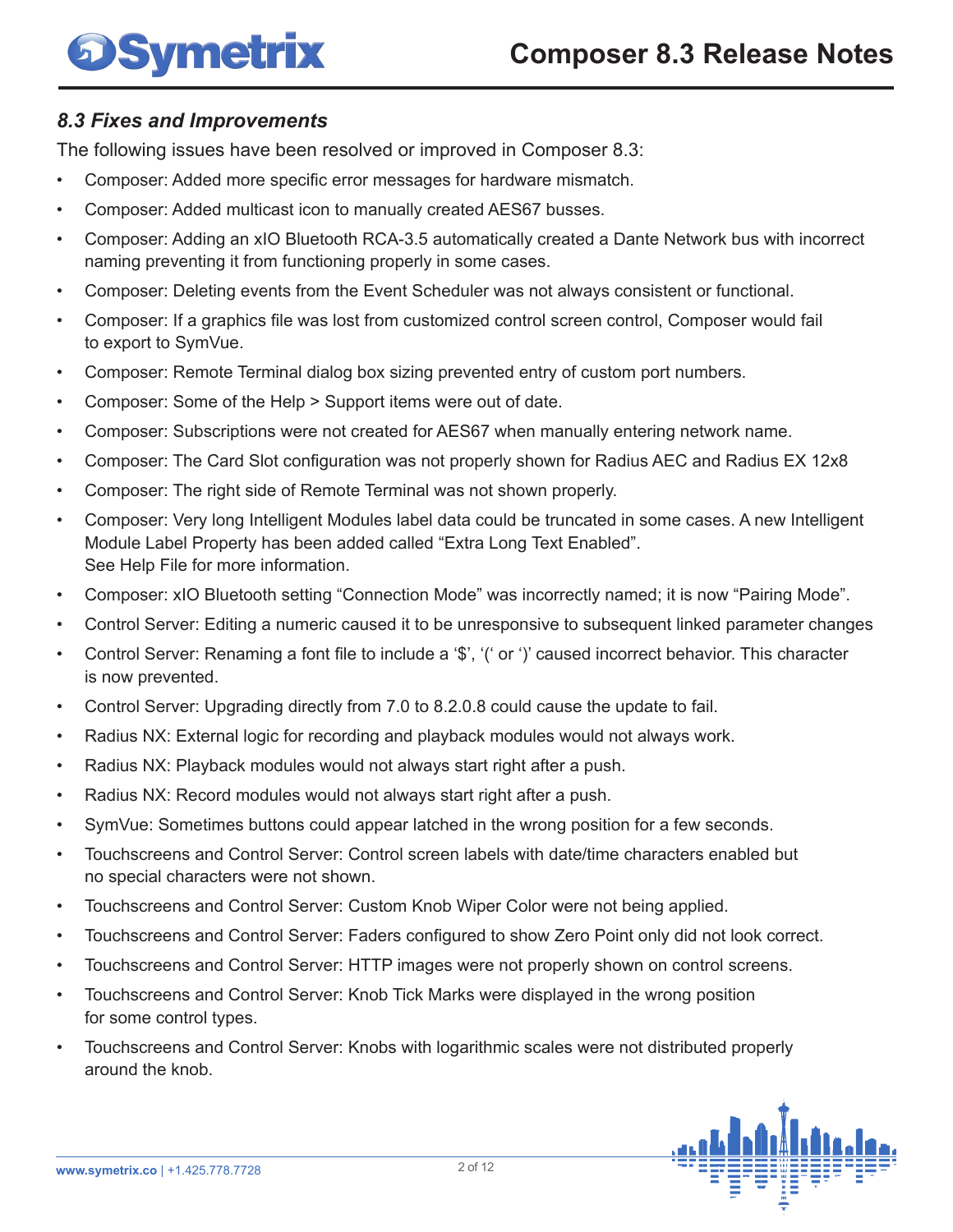### *8.3 Fixes and Improvements*

The following issues have been resolved or improved in Composer 8.3:

- Composer: Added more specific error messages for hardware mismatch.
- Composer: Added multicast icon to manually created AES67 busses.
- Composer: Adding an xIO Bluetooth RCA-3.5 automatically created a Dante Network bus with incorrect naming preventing it from functioning properly in some cases.
- Composer: Deleting events from the Event Scheduler was not always consistent or functional.
- Composer: If a graphics file was lost from customized control screen control, Composer would fail to export to SymVue.
- Composer: Remote Terminal dialog box sizing prevented entry of custom port numbers.
- Composer: Some of the Help > Support items were out of date.
- Composer: Subscriptions were not created for AES67 when manually entering network name.
- Composer: The Card Slot configuration was not properly shown for Radius AEC and Radius EX 12x8
- Composer: The right side of Remote Terminal was not shown properly.
- Composer: Very long Intelligent Modules label data could be truncated in some cases. A new Intelligent Module Label Property has been added called “Extra Long Text Enabled”. See Help File for more information.
- Composer: xIO Bluetooth setting “Connection Mode” was incorrectly named; it is now “Pairing Mode”.
- Control Server: Editing a numeric caused it to be unresponsive to subsequent linked parameter changes
- Control Server: Renaming a font file to include a ‘$’, ‘(‘ or ‘)’ caused incorrect behavior. This character is now prevented.
- Control Server: Upgrading directly from 7.0 to 8.2.0.8 could cause the update to fail.
- Radius NX: External logic for recording and playback modules would not always work.
- Radius NX: Playback modules would not always start right after a push.
- Radius NX: Record modules would not always start right after a push.
- SymVue: Sometimes buttons could appear latched in the wrong position for a few seconds.
- Touchscreens and Control Server: Control screen labels with date/time characters enabled but no special characters were not shown.
- Touchscreens and Control Server: Custom Knob Wiper Color were not being applied.
- Touchscreens and Control Server: Faders configured to show Zero Point only did not look correct.
- Touchscreens and Control Server: HTTP images were not properly shown on control screens.
- Touchscreens and Control Server: Knob Tick Marks were displayed in the wrong position for some control types.
- Touchscreens and Control Server: Knobs with logarithmic scales were not distributed properly around the knob.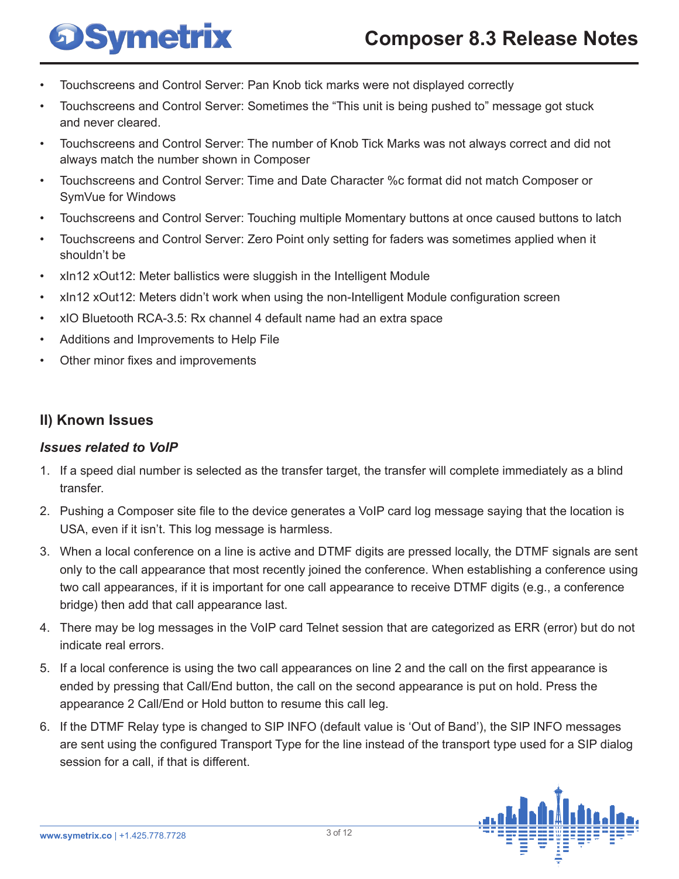- Touchscreens and Control Server: Pan Knob tick marks were not displayed correctly
- Touchscreens and Control Server: Sometimes the "This unit is being pushed to" message got stuck and never cleared.
- Touchscreens and Control Server: The number of Knob Tick Marks was not always correct and did not always match the number shown in Composer
- Touchscreens and Control Server: Time and Date Character %c format did not match Composer or SymVue for Windows
- Touchscreens and Control Server: Touching multiple Momentary buttons at once caused buttons to latch
- Touchscreens and Control Server: Zero Point only setting for faders was sometimes applied when it shouldn't be
- xIn12 xOut12: Meter ballistics were sluggish in the Intelligent Module
- xIn12 xOut12: Meters didn't work when using the non-Intelligent Module configuration screen
- xIO Bluetooth RCA-3.5: Rx channel 4 default name had an extra space
- Additions and Improvements to Help File
- Other minor fixes and improvements

## II) Known Issues

### *Issues related to VoIP*

1. If a speed dial number is selected as the transfer target, the transfer will complete immediately as a blind transfer.
2. Pushing a Composer site file to the device generates a VoIP card log message saying that the location is USA, even if it isn't. This log message is harmless.
3. When a local conference on a line is active and DTMF digits are pressed locally, the DTMF signals are sent only to the call appearance that most recently joined the conference. When establishing a conference using two call appearances, if it is important for one call appearance to receive DTMF digits (e.g., a conference bridge) then add that call appearance last.
4. There may be log messages in the VoIP card Telnet session that are categorized as ERR (error) but do not indicate real errors.
5. If a local conference is using the two call appearances on line 2 and the call on the first appearance is ended by pressing that Call/End button, the call on the second appearance is put on hold. Press the appearance 2 Call/End or Hold button to resume this call leg.
6. If the DTMF Relay type is changed to SIP INFO (default value is 'Out of Band'), the SIP INFO messages are sent using the configured Transport Type for the line instead of the transport type used for a SIP dialog session for a call, if that is different.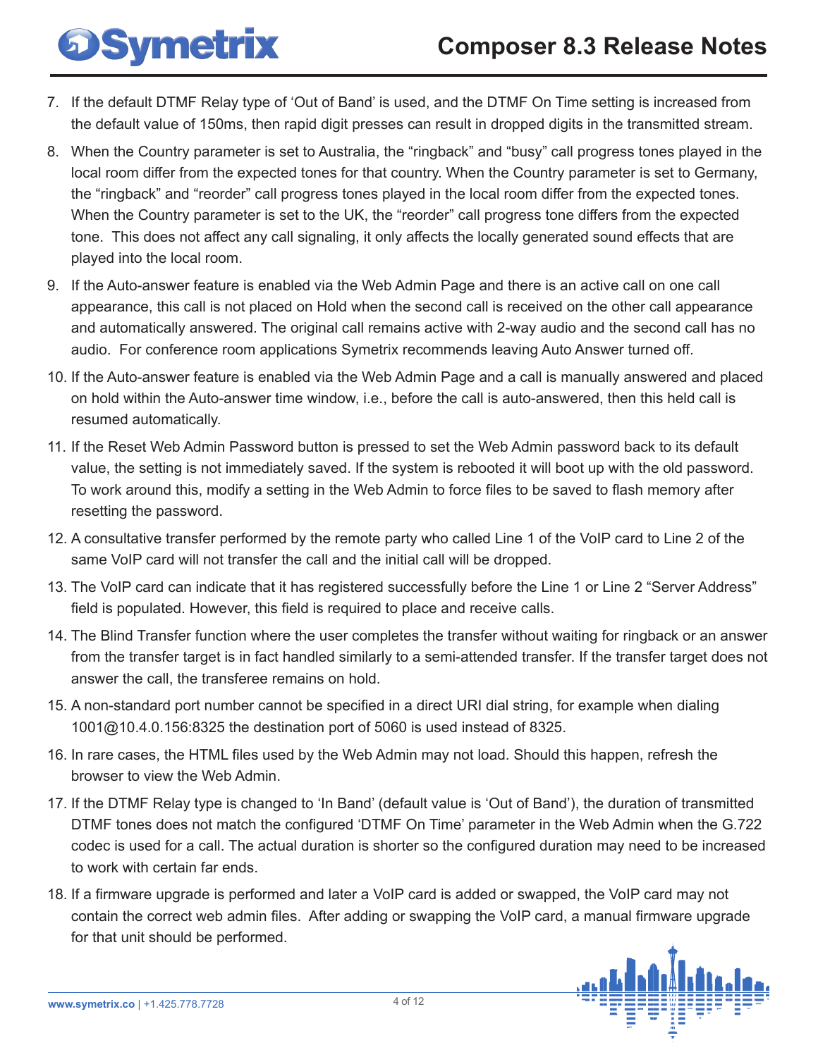7. If the default DTMF Relay type of 'Out of Band' is used, and the DTMF On Time setting is increased from the default value of 150ms, then rapid digit presses can result in dropped digits in the transmitted stream.
8. When the Country parameter is set to Australia, the "ringback" and "busy" call progress tones played in the local room differ from the expected tones for that country. When the Country parameter is set to Germany, the "ringback" and "reorder" call progress tones played in the local room differ from the expected tones. When the Country parameter is set to the UK, the "reorder" call progress tone differs from the expected tone. This does not affect any call signaling, it only affects the locally generated sound effects that are played into the local room.
9. If the Auto-answer feature is enabled via the Web Admin Page and there is an active call on one call appearance, this call is not placed on Hold when the second call is received on the other call appearance and automatically answered. The original call remains active with 2-way audio and the second call has no audio. For conference room applications Symetrix recommends leaving Auto Answer turned off.
10. If the Auto-answer feature is enabled via the Web Admin Page and a call is manually answered and placed on hold within the Auto-answer time window, i.e., before the call is auto-answered, then this held call is resumed automatically.
11. If the Reset Web Admin Password button is pressed to set the Web Admin password back to its default value, the setting is not immediately saved. If the system is rebooted it will boot up with the old password. To work around this, modify a setting in the Web Admin to force files to be saved to flash memory after resetting the password.
12. A consultative transfer performed by the remote party who called Line 1 of the VoIP card to Line 2 of the same VoIP card will not transfer the call and the initial call will be dropped.
13. The VoIP card can indicate that it has registered successfully before the Line 1 or Line 2 "Server Address" field is populated. However, this field is required to place and receive calls.
14. The Blind Transfer function where the user completes the transfer without waiting for ringback or an answer from the transfer target is in fact handled similarly to a semi-attended transfer. If the transfer target does not answer the call, the transferee remains on hold.
15. A non-standard port number cannot be specified in a direct URI dial string, for example when dialing 1001@10.4.0.156:8325 the destination port of 5060 is used instead of 8325.
16. In rare cases, the HTML files used by the Web Admin may not load. Should this happen, refresh the browser to view the Web Admin.
17. If the DTMF Relay type is changed to 'In Band' (default value is 'Out of Band'), the duration of transmitted DTMF tones does not match the configured 'DTMF On Time' parameter in the Web Admin when the G.722 codec is used for a call. The actual duration is shorter so the configured duration may need to be increased to work with certain far ends.
18. If a firmware upgrade is performed and later a VoIP card is added or swapped, the VoIP card may not contain the correct web admin files. After adding or swapping the VoIP card, a manual firmware upgrade for that unit should be performed.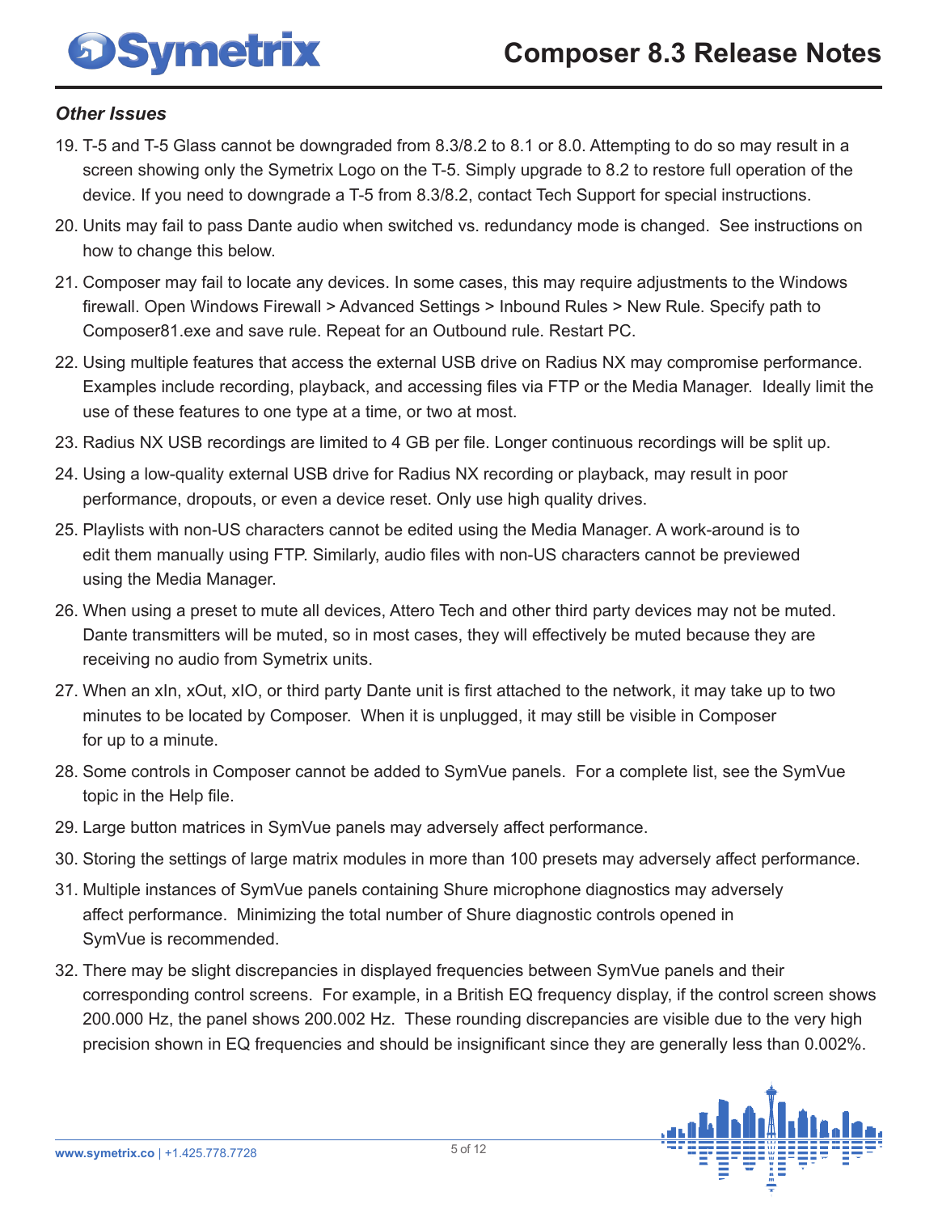### *Other Issues*

19. T-5 and T-5 Glass cannot be downgraded from 8.3/8.2 to 8.1 or 8.0. Attempting to do so may result in a screen showing only the Symetrix Logo on the T-5. Simply upgrade to 8.2 to restore full operation of the device. If you need to downgrade a T-5 from 8.3/8.2, contact Tech Support for special instructions.
20. Units may fail to pass Dante audio when switched vs. redundancy mode is changed. See instructions on how to change this below.
21. Composer may fail to locate any devices. In some cases, this may require adjustments to the Windows firewall. Open Windows Firewall > Advanced Settings > Inbound Rules > New Rule. Specify path to Composer81.exe and save rule. Repeat for an Outbound rule. Restart PC.
22. Using multiple features that access the external USB drive on Radius NX may compromise performance. Examples include recording, playback, and accessing files via FTP or the Media Manager. Ideally limit the use of these features to one type at a time, or two at most.
23. Radius NX USB recordings are limited to 4 GB per file. Longer continuous recordings will be split up.
24. Using a low-quality external USB drive for Radius NX recording or playback, may result in poor performance, dropouts, or even a device reset. Only use high quality drives.
25. Playlists with non-US characters cannot be edited using the Media Manager. A work-around is to edit them manually using FTP. Similarly, audio files with non-US characters cannot be previewed using the Media Manager.
26. When using a preset to mute all devices, Attero Tech and other third party devices may not be muted. Dante transmitters will be muted, so in most cases, they will effectively be muted because they are receiving no audio from Symetrix units.
27. When an xIn, xOut, xIO, or third party Dante unit is first attached to the network, it may take up to two minutes to be located by Composer. When it is unplugged, it may still be visible in Composer for up to a minute.
28. Some controls in Composer cannot be added to SymVue panels. For a complete list, see the SymVue topic in the Help file.
29. Large button matrices in SymVue panels may adversely affect performance.
30. Storing the settings of large matrix modules in more than 100 presets may adversely affect performance.
31. Multiple instances of SymVue panels containing Shure microphone diagnostics may adversely affect performance. Minimizing the total number of Shure diagnostic controls opened in SymVue is recommended.
32. There may be slight discrepancies in displayed frequencies between SymVue panels and their corresponding control screens. For example, in a British EQ frequency display, if the control screen shows 200.000 Hz, the panel shows 200.002 Hz. These rounding discrepancies are visible due to the very high precision shown in EQ frequencies and should be insignificant since they are generally less than 0.002%.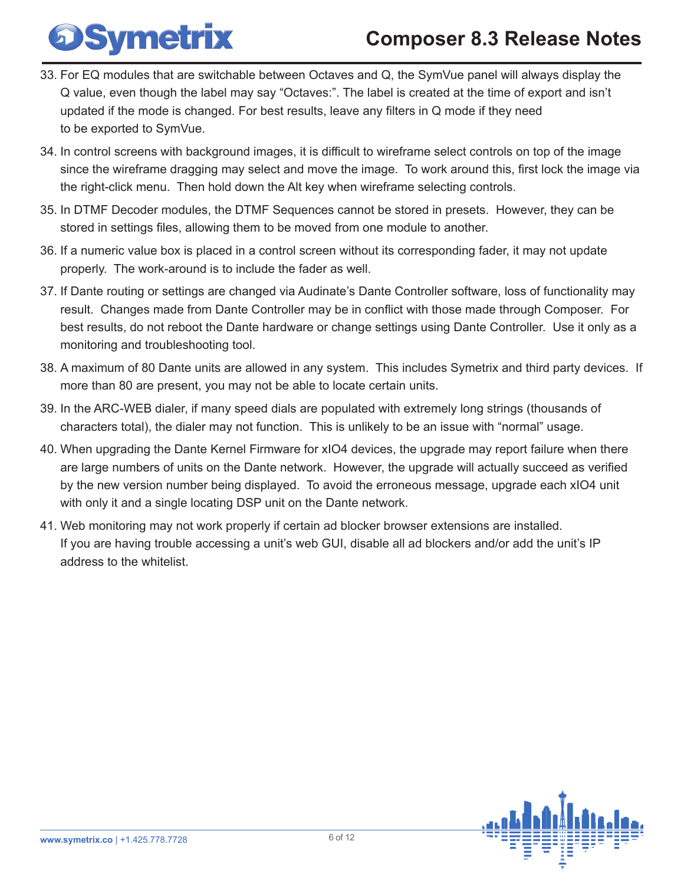33. For EQ modules that are switchable between Octaves and Q, the SymVue panel will always display the Q value, even though the label may say "Octaves:". The label is created at the time of export and isn't updated if the mode is changed. For best results, leave any filters in Q mode if they need to be exported to SymVue.
34. In control screens with background images, it is difficult to wireframe select controls on top of the image since the wireframe dragging may select and move the image. To work around this, first lock the image via the right-click menu. Then hold down the Alt key when wireframe selecting controls.
35. In DTMF Decoder modules, the DTMF Sequences cannot be stored in presets. However, they can be stored in settings files, allowing them to be moved from one module to another.
36. If a numeric value box is placed in a control screen without its corresponding fader, it may not update properly. The work-around is to include the fader as well.
37. If Dante routing or settings are changed via Audinate's Dante Controller software, loss of functionality may result. Changes made from Dante Controller may be in conflict with those made through Composer. For best results, do not reboot the Dante hardware or change settings using Dante Controller. Use it only as a monitoring and troubleshooting tool.
38. A maximum of 80 Dante units are allowed in any system. This includes Symetrix and third party devices. If more than 80 are present, you may not be able to locate certain units.
39. In the ARC-WEB dialer, if many speed dials are populated with extremely long strings (thousands of characters total), the dialer may not function. This is unlikely to be an issue with "normal" usage.
40. When upgrading the Dante Kernel Firmware for xIO4 devices, the upgrade may report failure when there are large numbers of units on the Dante network. However, the upgrade will actually succeed as verified by the new version number being displayed. To avoid the erroneous message, upgrade each xIO4 unit with only it and a single locating DSP unit on the Dante network.
41. Web monitoring may not work properly if certain ad blocker browser extensions are installed. If you are having trouble accessing a unit's web GUI, disable all ad blockers and/or add the unit's IP address to the whitelist.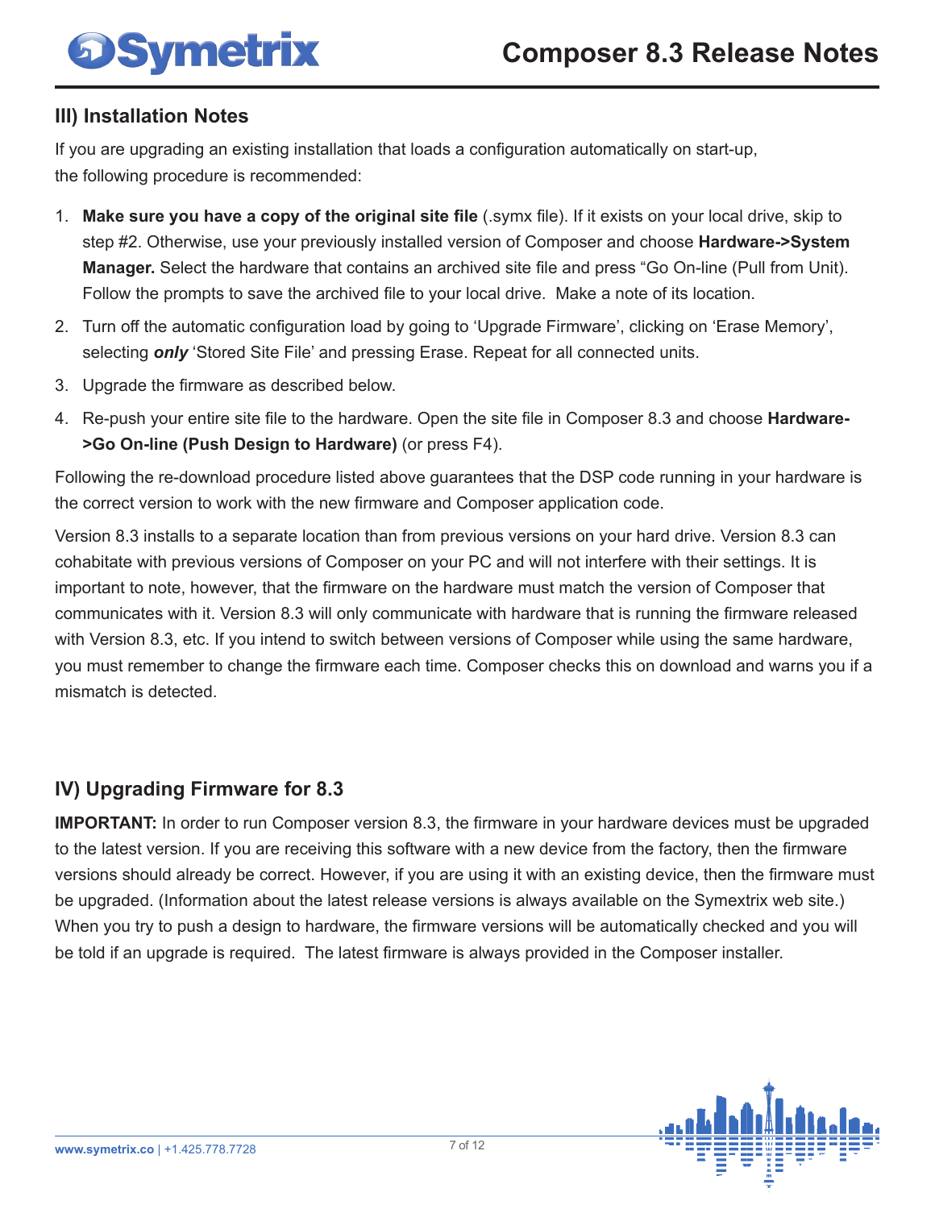## III) Installation Notes

If you are upgrading an existing installation that loads a configuration automatically on start-up, the following procedure is recommended:

1. **Make sure you have a copy of the original site file** (.symx file). If it exists on your local drive, skip to step #2. Otherwise, use your previously installed version of Composer and choose **Hardware->System Manager.** Select the hardware that contains an archived site file and press "Go On-line (Pull from Unit). Follow the prompts to save the archived file to your local drive. Make a note of its location.
2. Turn off the automatic configuration load by going to 'Upgrade Firmware', clicking on 'Erase Memory', selecting ***only*** 'Stored Site File' and pressing Erase. Repeat for all connected units.
3. Upgrade the firmware as described below.
4. Re-push your entire site file to the hardware. Open the site file in Composer 8.3 and choose **Hardware->Go On-line (Push Design to Hardware)** (or press F4).

Following the re-download procedure listed above guarantees that the DSP code running in your hardware is the correct version to work with the new firmware and Composer application code.

Version 8.3 installs to a separate location than from previous versions on your hard drive. Version 8.3 can cohabitate with previous versions of Composer on your PC and will not interfere with their settings. It is important to note, however, that the firmware on the hardware must match the version of Composer that communicates with it. Version 8.3 will only communicate with hardware that is running the firmware released with Version 8.3, etc. If you intend to switch between versions of Composer while using the same hardware, you must remember to change the firmware each time. Composer checks this on download and warns you if a mismatch is detected.

## IV) Upgrading Firmware for 8.3

**IMPORTANT:** In order to run Composer version 8.3, the firmware in your hardware devices must be upgraded to the latest version. If you are receiving this software with a new device from the factory, then the firmware versions should already be correct. However, if you are using it with an existing device, then the firmware must be upgraded. (Information about the latest release versions is always available on the Symextrix web site.) When you try to push a design to hardware, the firmware versions will be automatically checked and you will be told if an upgrade is required. The latest firmware is always provided in the Composer installer.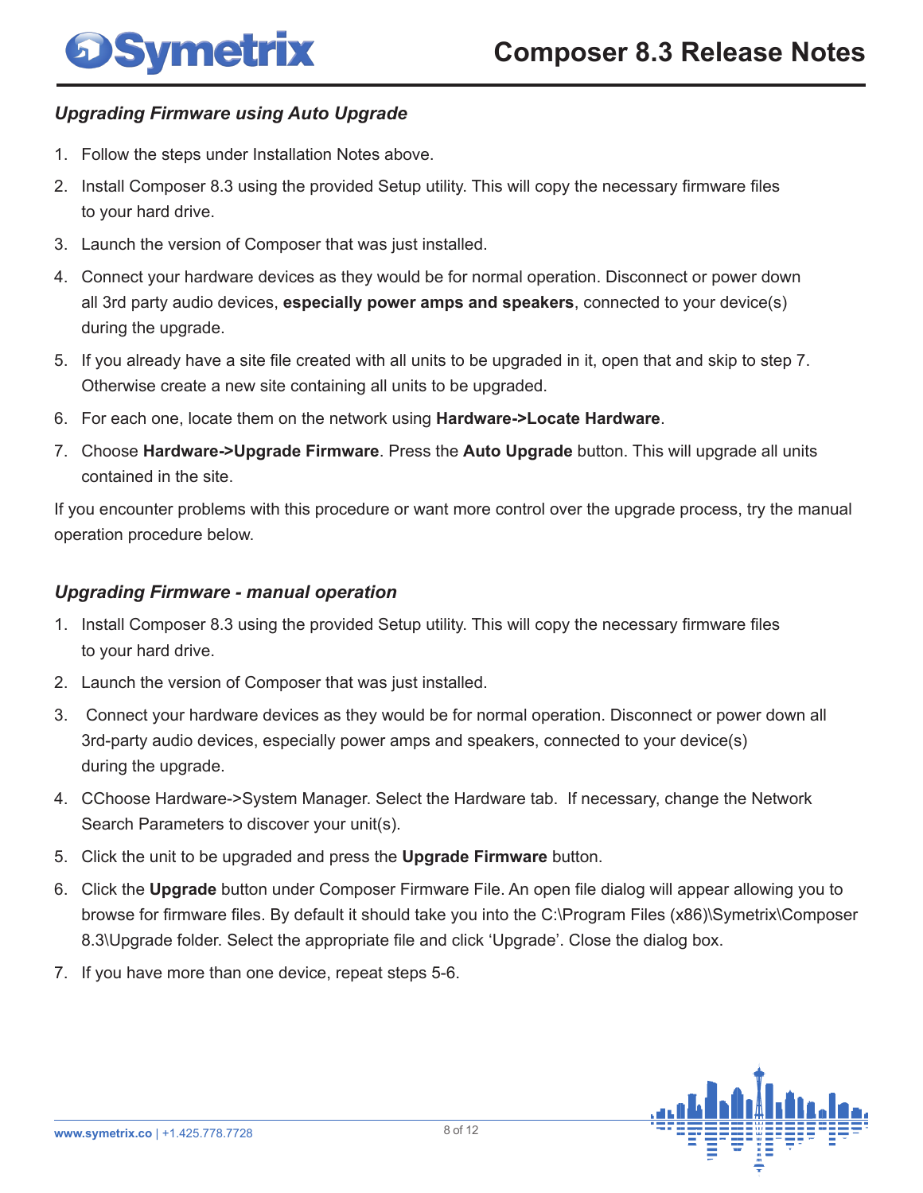### *Upgrading Firmware using Auto Upgrade*

1. Follow the steps under Installation Notes above.
2. Install Composer 8.3 using the provided Setup utility. This will copy the necessary firmware files to your hard drive.
3. Launch the version of Composer that was just installed.
4. Connect your hardware devices as they would be for normal operation. Disconnect or power down all 3rd party audio devices, **especially power amps and speakers**, connected to your device(s) during the upgrade.
5. If you already have a site file created with all units to be upgraded in it, open that and skip to step 7. Otherwise create a new site containing all units to be upgraded.
6. For each one, locate them on the network using **Hardware->Locate Hardware**.
7. Choose **Hardware->Upgrade Firmware**. Press the **Auto Upgrade** button. This will upgrade all units contained in the site.

If you encounter problems with this procedure or want more control over the upgrade process, try the manual operation procedure below.

### *Upgrading Firmware - manual operation*

1. Install Composer 8.3 using the provided Setup utility. This will copy the necessary firmware files to your hard drive.
2. Launch the version of Composer that was just installed.
3. Connect your hardware devices as they would be for normal operation. Disconnect or power down all 3rd-party audio devices, especially power amps and speakers, connected to your device(s) during the upgrade.
4. CChoose Hardware->System Manager. Select the Hardware tab. If necessary, change the Network Search Parameters to discover your unit(s).
5. Click the unit to be upgraded and press the **Upgrade Firmware** button.
6. Click the **Upgrade** button under Composer Firmware File. An open file dialog will appear allowing you to browse for firmware files. By default it should take you into the C:\Program Files (x86)\Symetrix\Composer 8.3\Upgrade folder. Select the appropriate file and click 'Upgrade'. Close the dialog box.
7. If you have more than one device, repeat steps 5-6.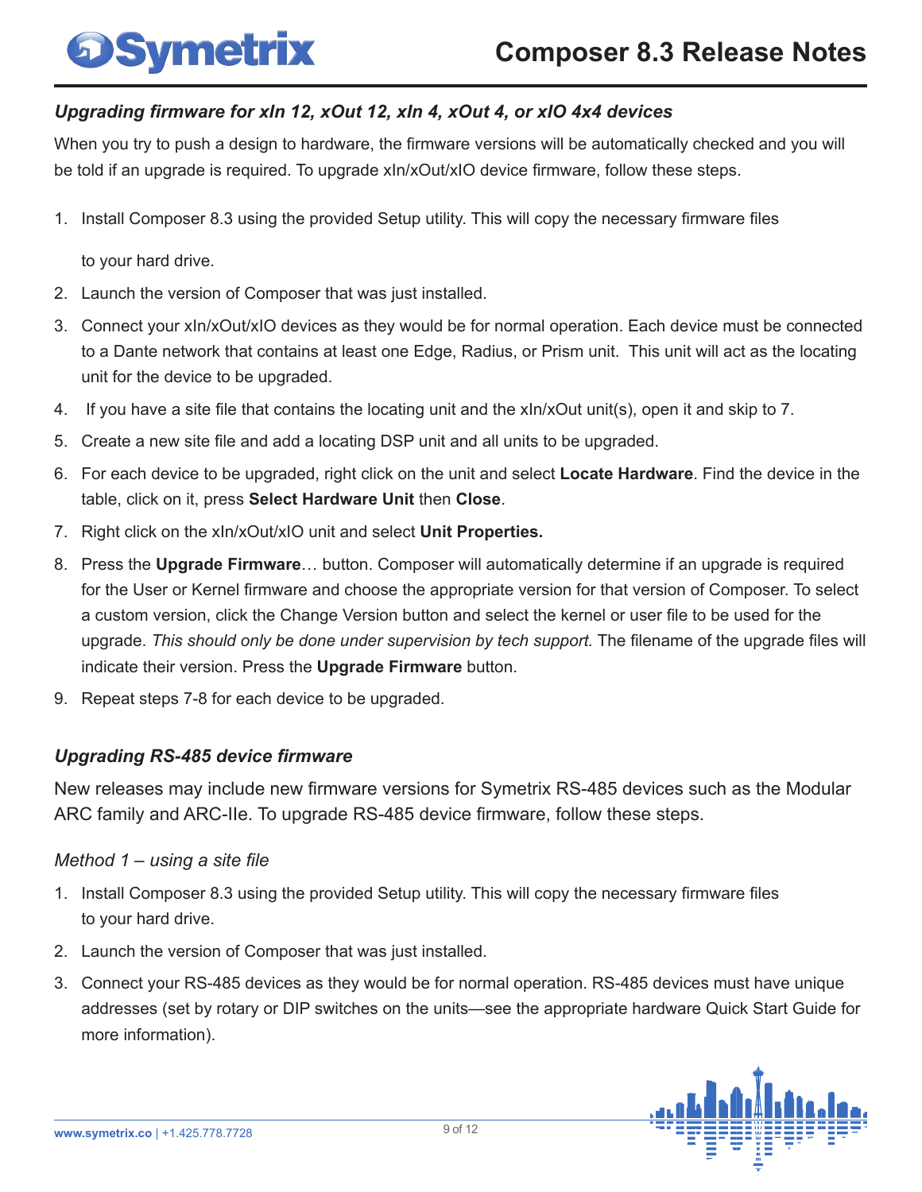### *Upgrading firmware for xIn 12, xOut 12, xIn 4, xOut 4, or xIO 4x4 devices*

When you try to push a design to hardware, the firmware versions will be automatically checked and you will be told if an upgrade is required. To upgrade xIn/xOut/xIO device firmware, follow these steps.

1. Install Composer 8.3 using the provided Setup utility. This will copy the necessary firmware files

   to your hard drive.
2. Launch the version of Composer that was just installed.
3. Connect your xIn/xOut/xIO devices as they would be for normal operation. Each device must be connected to a Dante network that contains at least one Edge, Radius, or Prism unit. This unit will act as the locating unit for the device to be upgraded.
4. If you have a site file that contains the locating unit and the xIn/xOut unit(s), open it and skip to 7.
5. Create a new site file and add a locating DSP unit and all units to be upgraded.
6. For each device to be upgraded, right click on the unit and select **Locate Hardware**. Find the device in the table, click on it, press **Select Hardware Unit** then **Close**.
7. Right click on the xIn/xOut/xIO unit and select **Unit Properties.**
8. Press the **Upgrade Firmware**… button. Composer will automatically determine if an upgrade is required for the User or Kernel firmware and choose the appropriate version for that version of Composer. To select a custom version, click the Change Version button and select the kernel or user file to be used for the upgrade. *This should only be done under supervision by tech support.* The filename of the upgrade files will indicate their version. Press the **Upgrade Firmware** button.
9. Repeat steps 7-8 for each device to be upgraded.

### *Upgrading RS-485 device firmware*

New releases may include new firmware versions for Symetrix RS-485 devices such as the Modular ARC family and ARC-IIe. To upgrade RS-485 device firmware, follow these steps.

*Method 1 – using a site file*

1. Install Composer 8.3 using the provided Setup utility. This will copy the necessary firmware files to your hard drive.
2. Launch the version of Composer that was just installed.
3. Connect your RS-485 devices as they would be for normal operation. RS-485 devices must have unique addresses (set by rotary or DIP switches on the units—see the appropriate hardware Quick Start Guide for more information).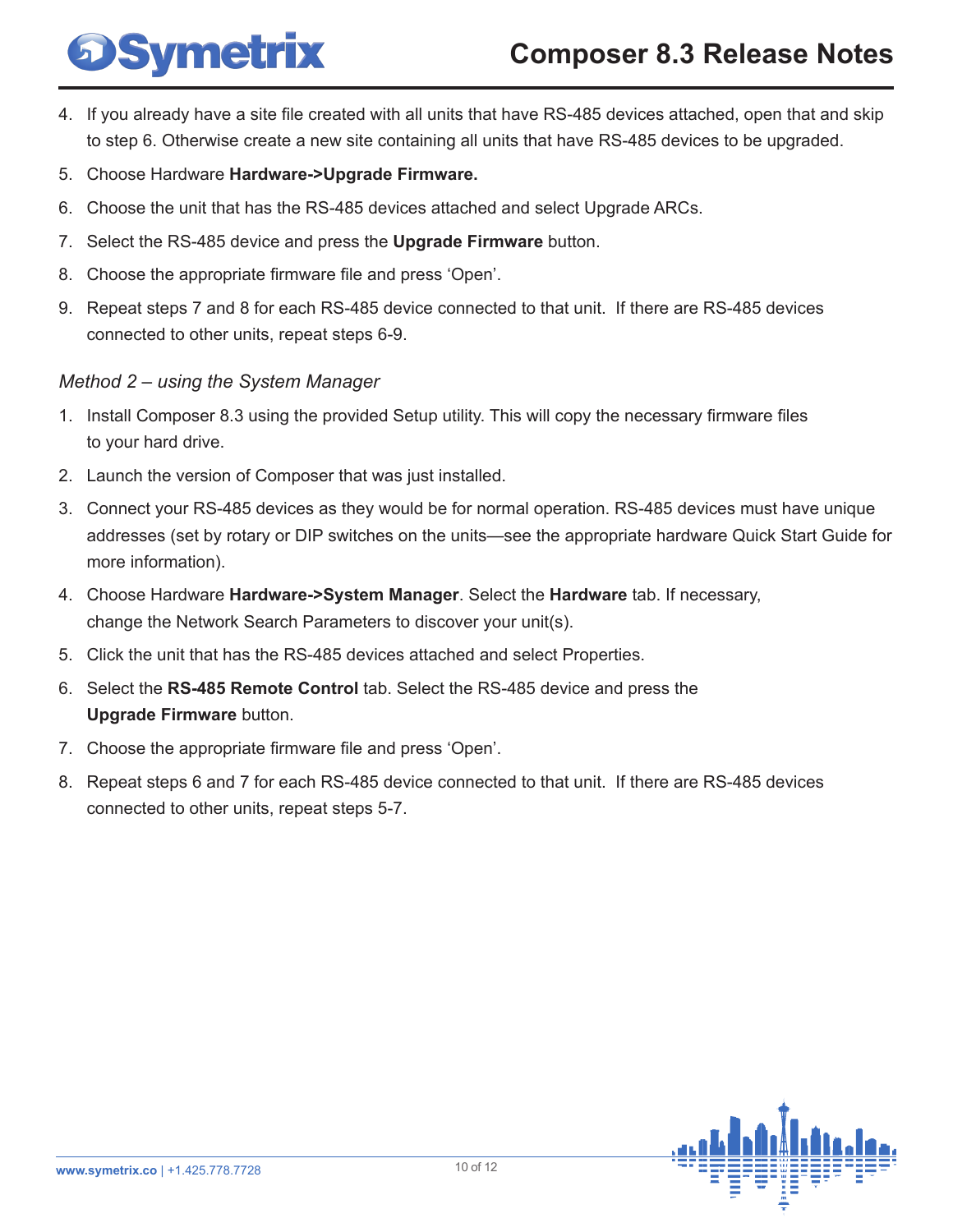4. If you already have a site file created with all units that have RS-485 devices attached, open that and skip to step 6. Otherwise create a new site containing all units that have RS-485 devices to be upgraded.
5. Choose Hardware **Hardware->Upgrade Firmware.**
6. Choose the unit that has the RS-485 devices attached and select Upgrade ARCs.
7. Select the RS-485 device and press the **Upgrade Firmware** button.
8. Choose the appropriate firmware file and press 'Open'.
9. Repeat steps 7 and 8 for each RS-485 device connected to that unit. If there are RS-485 devices connected to other units, repeat steps 6-9.

*Method 2 – using the System Manager*

1. Install Composer 8.3 using the provided Setup utility. This will copy the necessary firmware files to your hard drive.
2. Launch the version of Composer that was just installed.
3. Connect your RS-485 devices as they would be for normal operation. RS-485 devices must have unique addresses (set by rotary or DIP switches on the units—see the appropriate hardware Quick Start Guide for more information).
4. Choose Hardware **Hardware->System Manager**. Select the **Hardware** tab. If necessary, change the Network Search Parameters to discover your unit(s).
5. Click the unit that has the RS-485 devices attached and select Properties.
6. Select the **RS-485 Remote Control** tab. Select the RS-485 device and press the **Upgrade Firmware** button.
7. Choose the appropriate firmware file and press 'Open'.
8. Repeat steps 6 and 7 for each RS-485 device connected to that unit. If there are RS-485 devices connected to other units, repeat steps 5-7.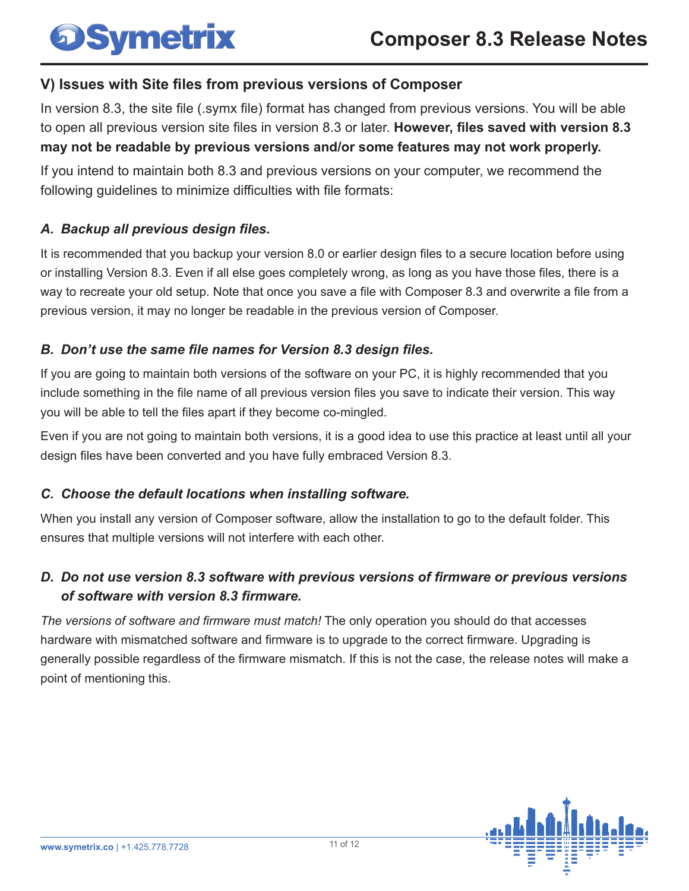## V) Issues with Site files from previous versions of Composer

In version 8.3, the site file (.symx file) format has changed from previous versions. You will be able to open all previous version site files in version 8.3 or later. **However, files saved with version 8.3 may not be readable by previous versions and/or some features may not work properly.**

If you intend to maintain both 8.3 and previous versions on your computer, we recommend the following guidelines to minimize difficulties with file formats:

### *A. Backup all previous design files.*

It is recommended that you backup your version 8.0 or earlier design files to a secure location before using or installing Version 8.3. Even if all else goes completely wrong, as long as you have those files, there is a way to recreate your old setup. Note that once you save a file with Composer 8.3 and overwrite a file from a previous version, it may no longer be readable in the previous version of Composer.

### *B. Don't use the same file names for Version 8.3 design files.*

If you are going to maintain both versions of the software on your PC, it is highly recommended that you include something in the file name of all previous version files you save to indicate their version. This way you will be able to tell the files apart if they become co-mingled.

Even if you are not going to maintain both versions, it is a good idea to use this practice at least until all your design files have been converted and you have fully embraced Version 8.3.

### *C. Choose the default locations when installing software.*

When you install any version of Composer software, allow the installation to go to the default folder. This ensures that multiple versions will not interfere with each other.

### *D. Do not use version 8.3 software with previous versions of firmware or previous versions of software with version 8.3 firmware.*

*The versions of software and firmware must match!* The only operation you should do that accesses hardware with mismatched software and firmware is to upgrade to the correct firmware. Upgrading is generally possible regardless of the firmware mismatch. If this is not the case, the release notes will make a point of mentioning this.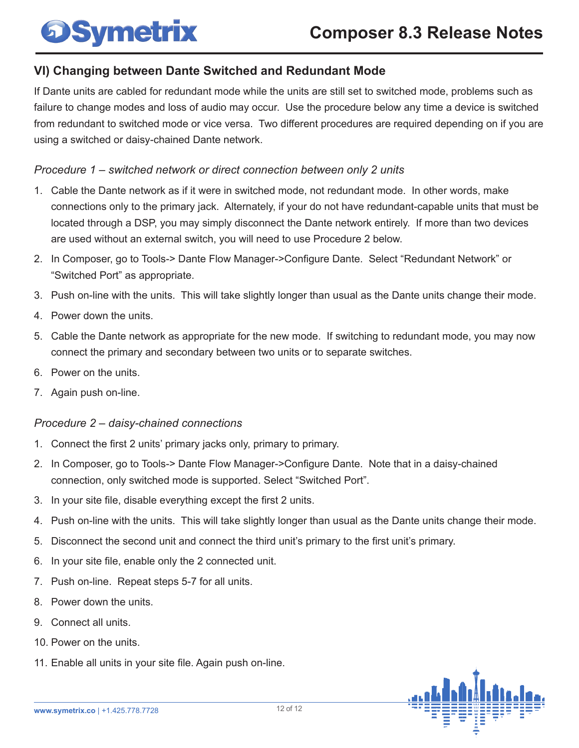## VI) Changing between Dante Switched and Redundant Mode

If Dante units are cabled for redundant mode while the units are still set to switched mode, problems such as failure to change modes and loss of audio may occur. Use the procedure below any time a device is switched from redundant to switched mode or vice versa. Two different procedures are required depending on if you are using a switched or daisy-chained Dante network.

*Procedure 1 – switched network or direct connection between only 2 units*

1. Cable the Dante network as if it were in switched mode, not redundant mode. In other words, make connections only to the primary jack. Alternately, if your do not have redundant-capable units that must be located through a DSP, you may simply disconnect the Dante network entirely. If more than two devices are used without an external switch, you will need to use Procedure 2 below.
2. In Composer, go to Tools-> Dante Flow Manager->Configure Dante. Select "Redundant Network" or "Switched Port" as appropriate.
3. Push on-line with the units. This will take slightly longer than usual as the Dante units change their mode.
4. Power down the units.
5. Cable the Dante network as appropriate for the new mode. If switching to redundant mode, you may now connect the primary and secondary between two units or to separate switches.
6. Power on the units.
7. Again push on-line.

*Procedure 2 – daisy-chained connections*

1. Connect the first 2 units' primary jacks only, primary to primary.
2. In Composer, go to Tools-> Dante Flow Manager->Configure Dante. Note that in a daisy-chained connection, only switched mode is supported. Select "Switched Port".
3. In your site file, disable everything except the first 2 units.
4. Push on-line with the units. This will take slightly longer than usual as the Dante units change their mode.
5. Disconnect the second unit and connect the third unit's primary to the first unit's primary.
6. In your site file, enable only the 2 connected unit.
7. Push on-line. Repeat steps 5-7 for all units.
8. Power down the units.
9. Connect all units.
10. Power on the units.
11. Enable all units in your site file. Again push on-line.

www.symetrix.co | +1.425.778.7728